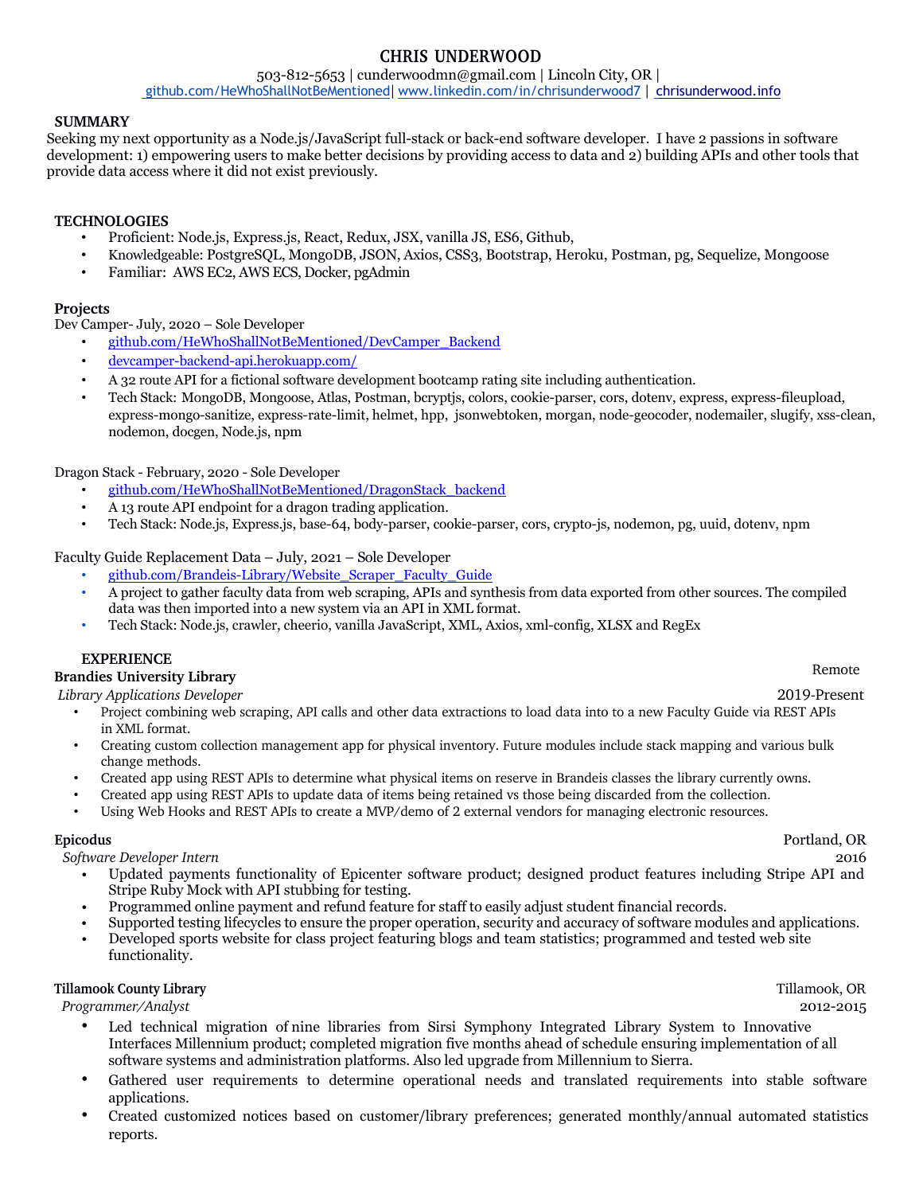# CHRIS UNDERWOOD

503-812-5653 | cunderwoodmn@gmail.com | Lincoln City, OR |
github.com/HeWhoShallNotBeMentioned| www.linkedin.com/in/chrisunderwood7 | chrisunderwood.info

## SUMMARY

Seeking my next opportunity as a Node.js/JavaScript full-stack or back-end software developer. I have 2 passions in software development: 1) empowering users to make better decisions by providing access to data and 2) building APIs and other tools that provide data access where it did not exist previously.

## TECHNOLOGIES

- Proficient: Node.js, Express.js, React, Redux, JSX, vanilla JS, ES6, Github,
- Knowledgeable: PostgreSQL, MongoDB, JSON, Axios, CSS3, Bootstrap, Heroku, Postman, pg, Sequelize, Mongoose
- Familiar: AWS EC2, AWS ECS, Docker, pgAdmin

## Projects

Dev Camper- July, 2020 – Sole Developer

- github.com/HeWhoShallNotBeMentioned/DevCamper_Backend
- devcamper-backend-api.herokuapp.com/
- A 32 route API for a fictional software development bootcamp rating site including authentication.
- Tech Stack: MongoDB, Mongoose, Atlas, Postman, bcryptjs, colors, cookie-parser, cors, dotenv, express, express-fileupload, express-mongo-sanitize, express-rate-limit, helmet, hpp, jsonwebtoken, morgan, node-geocoder, nodemailer, slugify, xss-clean, nodemon, docgen, Node.js, npm

Dragon Stack - February, 2020 - Sole Developer

- github.com/HeWhoShallNotBeMentioned/DragonStack_backend
- A 13 route API endpoint for a dragon trading application.
- Tech Stack: Node.js, Express.js, base-64, body-parser, cookie-parser, cors, crypto-js, nodemon, pg, uuid, dotenv, npm

Faculty Guide Replacement Data – July, 2021 – Sole Developer

- github.com/Brandeis-Library/Website_Scraper_Faculty_Guide
- A project to gather faculty data from web scraping, APIs and synthesis from data exported from other sources. The compiled data was then imported into a new system via an API in XML format.
- Tech Stack: Node.js, crawler, cheerio, vanilla JavaScript, XML, Axios, xml-config, XLSX and RegEx

## EXPERIENCE

**Brandies University Library** — Remote

*Library Applications Developer* — 2019-Present

- Project combining web scraping, API calls and other data extractions to load data into to a new Faculty Guide via REST APIs in XML format.
- Creating custom collection management app for physical inventory. Future modules include stack mapping and various bulk change methods.
- Created app using REST APIs to determine what physical items on reserve in Brandeis classes the library currently owns.
- Created app using REST APIs to update data of items being retained vs those being discarded from the collection.
- Using Web Hooks and REST APIs to create a MVP/demo of 2 external vendors for managing electronic resources.

**Epicodus** — Portland, OR

*Software Developer Intern* — 2016

- Updated payments functionality of Epicenter software product; designed product features including Stripe API and Stripe Ruby Mock with API stubbing for testing.
- Programmed online payment and refund feature for staff to easily adjust student financial records.
- Supported testing lifecycles to ensure the proper operation, security and accuracy of software modules and applications.
- Developed sports website for class project featuring blogs and team statistics; programmed and tested web site functionality.

**Tillamook County Library** — Tillamook, OR

*Programmer/Analyst* — 2012-2015

- Led technical migration of nine libraries from Sirsi Symphony Integrated Library System to Innovative Interfaces Millennium product; completed migration five months ahead of schedule ensuring implementation of all software systems and administration platforms. Also led upgrade from Millennium to Sierra.
- Gathered user requirements to determine operational needs and translated requirements into stable software applications.
- Created customized notices based on customer/library preferences; generated monthly/annual automated statistics reports.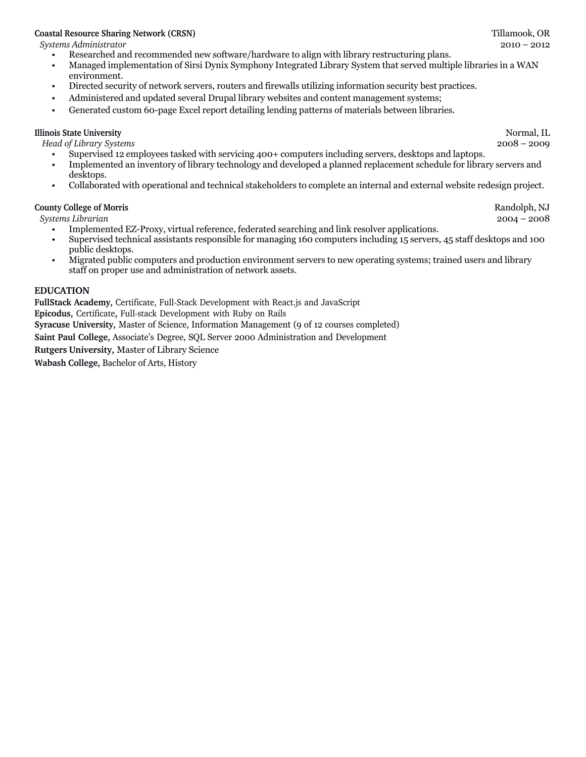**Coastal Resource Sharing Network (CRSN)** Tillamook, OR
*Systems Administrator* 2010 – 2012

- Researched and recommended new software/hardware to align with library restructuring plans.
- Managed implementation of Sirsi Dynix Symphony Integrated Library System that served multiple libraries in a WAN environment.
- Directed security of network servers, routers and firewalls utilizing information security best practices.
- Administered and updated several Drupal library websites and content management systems;
- Generated custom 60-page Excel report detailing lending patterns of materials between libraries.

**Illinois State University** Normal, IL
*Head of Library Systems* 2008 – 2009

- Supervised 12 employees tasked with servicing 400+ computers including servers, desktops and laptops.
- Implemented an inventory of library technology and developed a planned replacement schedule for library servers and desktops.
- Collaborated with operational and technical stakeholders to complete an internal and external website redesign project.

**County College of Morris** Randolph, NJ
*Systems Librarian* 2004 – 2008

- Implemented EZ-Proxy, virtual reference, federated searching and link resolver applications.
- Supervised technical assistants responsible for managing 160 computers including 15 servers, 45 staff desktops and 100 public desktops.
- Migrated public computers and production environment servers to new operating systems; trained users and library staff on proper use and administration of network assets.

## EDUCATION

**FullStack Academy,** Certificate, Full-Stack Development with React.js and JavaScript

**Epicodus,** Certificate, Full-stack Development with Ruby on Rails

**Syracuse University,** Master of Science, Information Management (9 of 12 courses completed)

**Saint Paul College,** Associate's Degree, SQL Server 2000 Administration and Development

**Rutgers University,** Master of Library Science

**Wabash College**, Bachelor of Arts, History